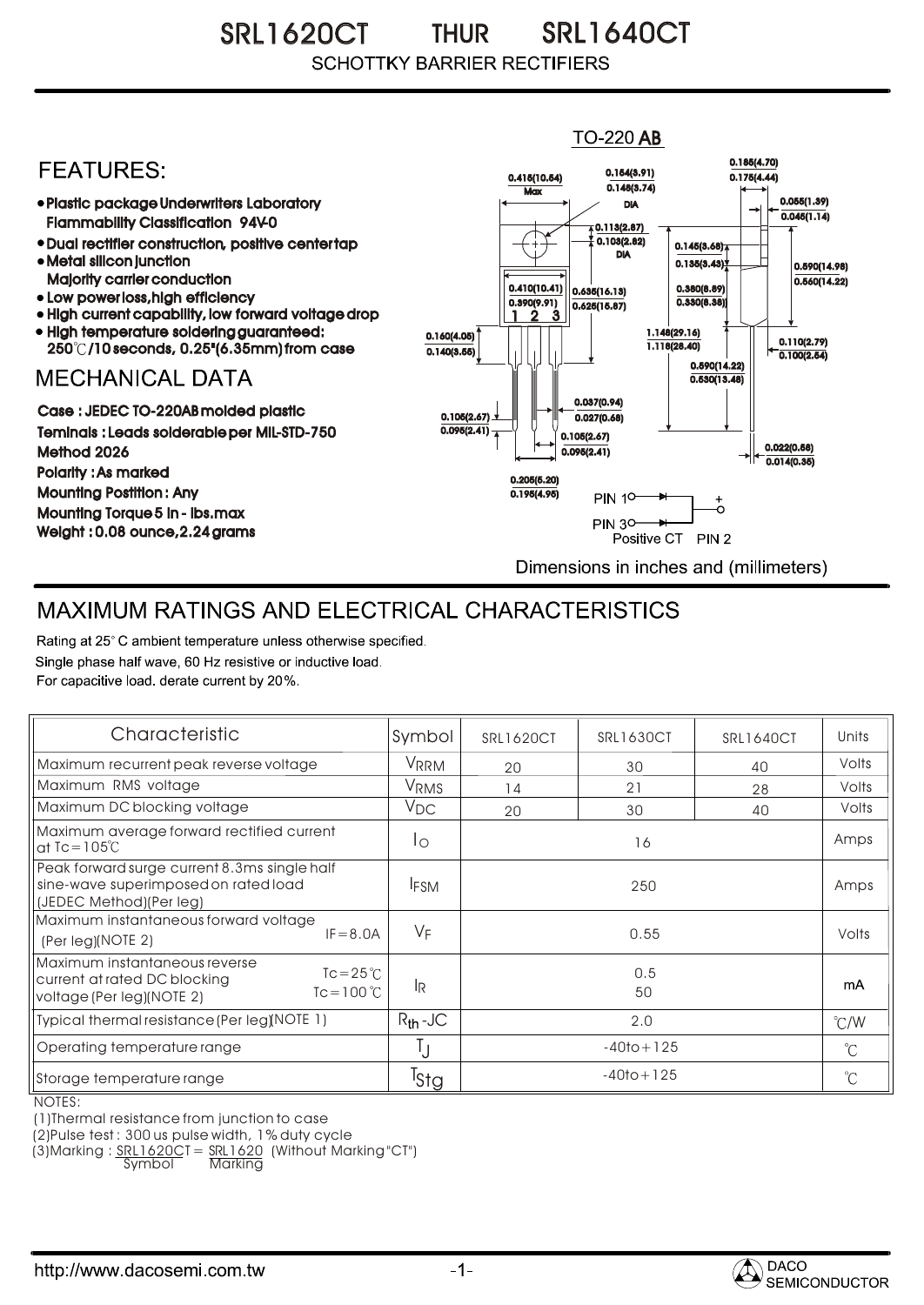# SRL1620CT THUR SRL1640CT

## SCHOTTKY BARRIER RECTIFIERS

## FEATURES:

- Plastic package Underwriters Laboratory Flammability Classification 94V-0
- Dual rectifier construction, positive center tap
- Metal silicon junction Majority carrier conduction
- Low power loss, high efficiency
- High current capability, low forward voltage drop
- High temperature soldering guaranteed: 250℃/10 seconds, 0.25"(6.35mm) from case

## MECHANICAL DATA

Case : JEDEC TO-220AB molded plastic

Teminals : Leads solderable per MIL-STD-750 Method 2026

Polarity : As marked

Mounting Postition : Any

Mounting Torque 5 in - lbs.max

Weight : 0.08 ounce, 2.24 grams

TO-220 AB

PIN 1, PIN 3, Positive CT PIN 2

Dimensions in inches and (millimeters)

## MAXIMUM RATINGS AND ELECTRICAL CHARACTERISTICS

Rating at 25° C ambient temperature unless otherwise specified.
Single phase half wave, 60 Hz resistive or inductive load.
For capacitive load. derate current by 20%.

| Characteristic | Symbol | SRL1620CT | SRL1630CT | SRL1640CT | Units |
|---|---|---|---|---|---|
| Maximum recurrent peak reverse voltage | $V_{RRM}$ | 20 | 30 | 40 | Volts |
| Maximum RMS voltage | $V_{RMS}$ | 14 | 21 | 28 | Volts |
| Maximum DC blocking voltage | $V_{DC}$ | 20 | 30 | 40 | Volts |
| Maximum average forward rectified current at Tc=105℃ | $I_O$ | | 16 | | Amps |
| Peak forward surge current 8.3ms single half sine-wave superimposed on rated load (JEDEC Method)(Per leg) | $I_{FSM}$ | | 250 | | Amps |
| Maximum instantaneous forward voltage (Per leg)(NOTE 2) IF=8.0A | $V_F$ | | 0.55 | | Volts |
| Maximum instantaneous reverse current at rated DC blocking voltage (Per leg)(NOTE 2) Tc=25℃ / Tc=100℃ | $I_R$ | | 0.5 / 50 | | mA |
| Typical thermal resistance (Per leg)(NOTE 1) | $R_{th}$-JC | | 2.0 | | ℃/W |
| Operating temperature range | $T_J$ | | -40to+125 | | ℃ |
| Storage temperature range | $T_{Stg}$ | | -40to+125 | | ℃ |

NOTES:
(1)Thermal resistance from junction to case
(2)Pulse test : 300 us pulse width, 1% duty cycle
(3)Marking : SRL1620CT = SRL1620 (Without Marking "CT")
Symbol Marking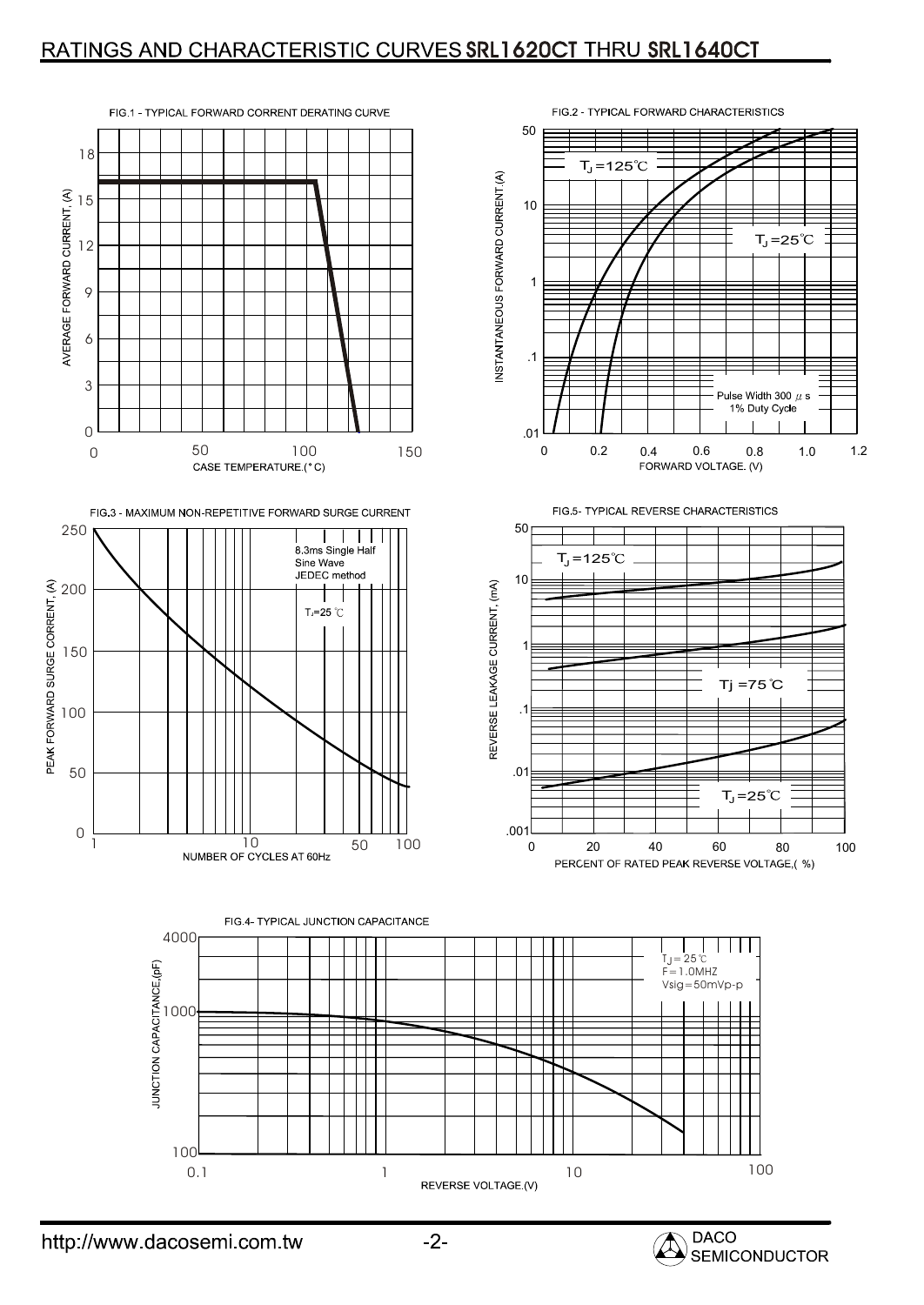# RATINGS AND CHARACTERISTIC CURVES SRL1620CT THRU SRL1640CT

FIG.1 - TYPICAL FORWARD CORRENT DERATING CURVE

AVERAGE FORWARD CURRENT, (A)

18
15
12
9
6
3
0

0
50
100
150

CASE TEMPERATURE.(°C)

FIG.2 - TYPICAL FORWARD CHARACTERISTICS

INSTANTANEOUS FORWARD CURRENT.(A)

50
10
1
.1
.01

$T_J$=125℃

$T_J$=25℃

Pulse Width 300 $\mu$ s
1% Duty Cycle

0
0.2
0.4
0.6
0.8
1.0
1.2

FORWARD VOLTAGE. (V)

FIG.3 - MAXIMUM NON-REPETITIVE FORWARD SURGE CURRENT

PEAK FORWARD SURGE CORRENT, (A)

250
200
150
100
50
0

8.3ms Single Half
Sine Wave
JEDEC method

$T_J$=25 ℃

1
10
50
100

NUMBER OF CYCLES AT 60Hz

FIG.5- TYPICAL REVERSE CHARACTERISTICS

REVERSE LEAKAGE CURRENT, (mA)

50
10
1
.1
.01
.001

$T_J$=125℃

Tj =75℃

$T_J$=25℃

0
20
40
60
80
100

PERCENT OF RATED PEAK REVERSE VOLTAGE,( %)

FIG.4- TYPICAL JUNCTION CAPACITANCE

JUNCTION CAPACITANCE,(pF)

4000
1000
100

$T_J$=25℃
F=1.0MHZ
Vsig=50mVp-p

0.1
1
10
100

REVERSE VOLTAGE.(V)

http://www.dacosemi.com.tw

DACO SEMICONDUCTOR